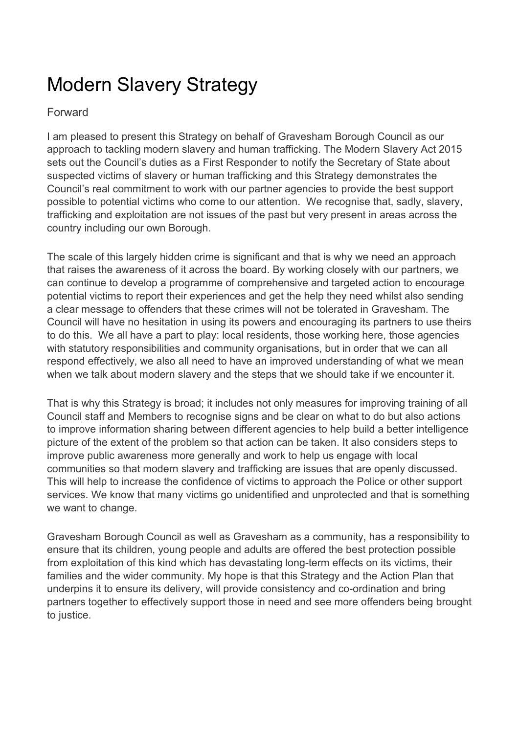# Modern Slavery Strategy

## Forward

I am pleased to present this Strategy on behalf of Gravesham Borough Council as our approach to tackling modern slavery and human trafficking. The Modern Slavery Act 2015 sets out the Council's duties as a First Responder to notify the Secretary of State about suspected victims of slavery or human trafficking and this Strategy demonstrates the Council's real commitment to work with our partner agencies to provide the best support possible to potential victims who come to our attention. We recognise that, sadly, slavery, trafficking and exploitation are not issues of the past but very present in areas across the country including our own Borough.

The scale of this largely hidden crime is significant and that is why we need an approach that raises the awareness of it across the board. By working closely with our partners, we can continue to develop a programme of comprehensive and targeted action to encourage potential victims to report their experiences and get the help they need whilst also sending a clear message to offenders that these crimes will not be tolerated in Gravesham. The Council will have no hesitation in using its powers and encouraging its partners to use theirs to do this. We all have a part to play: local residents, those working here, those agencies with statutory responsibilities and community organisations, but in order that we can all respond effectively, we also all need to have an improved understanding of what we mean when we talk about modern slavery and the steps that we should take if we encounter it.

That is why this Strategy is broad; it includes not only measures for improving training of all Council staff and Members to recognise signs and be clear on what to do but also actions to improve information sharing between different agencies to help build a better intelligence picture of the extent of the problem so that action can be taken. It also considers steps to improve public awareness more generally and work to help us engage with local communities so that modern slavery and trafficking are issues that are openly discussed. This will help to increase the confidence of victims to approach the Police or other support services. We know that many victims go unidentified and unprotected and that is something we want to change.

Gravesham Borough Council as well as Gravesham as a community, has a responsibility to ensure that its children, young people and adults are offered the best protection possible from exploitation of this kind which has devastating long-term effects on its victims, their families and the wider community. My hope is that this Strategy and the Action Plan that underpins it to ensure its delivery, will provide consistency and co-ordination and bring partners together to effectively support those in need and see more offenders being brought to justice.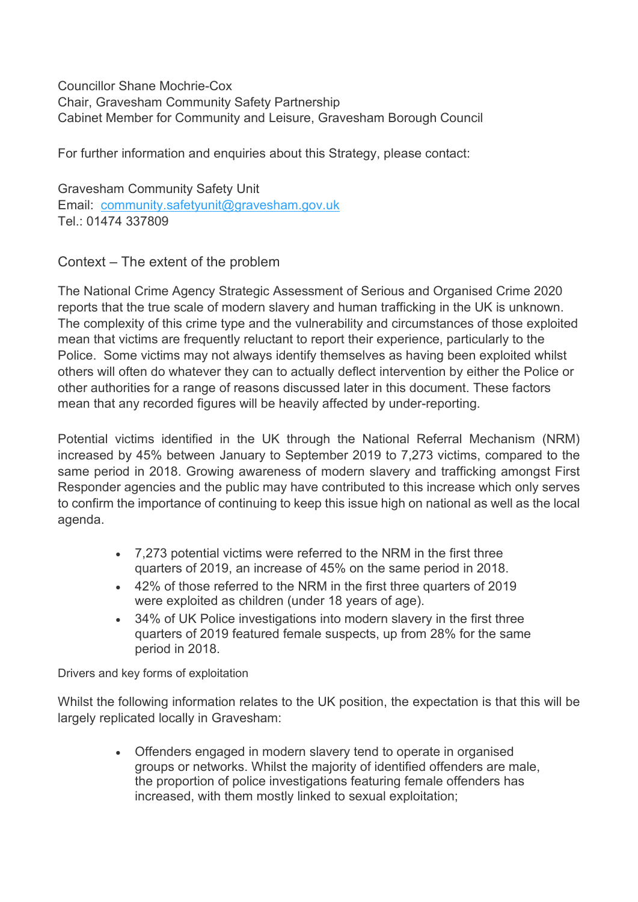Councillor Shane Mochrie-Cox
Chair, Gravesham Community Safety Partnership
Cabinet Member for Community and Leisure, Gravesham Borough Council

For further information and enquiries about this Strategy, please contact:

Gravesham Community Safety Unit
Email: [community.safetyunit@gravesham.gov.uk](mailto:community.safetyunit@gravesham.gov.uk)
Tel.: 01474 337809

## Context – The extent of the problem

The National Crime Agency Strategic Assessment of Serious and Organised Crime 2020 reports that the true scale of modern slavery and human trafficking in the UK is unknown. The complexity of this crime type and the vulnerability and circumstances of those exploited mean that victims are frequently reluctant to report their experience, particularly to the Police. Some victims may not always identify themselves as having been exploited whilst others will often do whatever they can to actually deflect intervention by either the Police or other authorities for a range of reasons discussed later in this document. These factors mean that any recorded figures will be heavily affected by under-reporting.

Potential victims identified in the UK through the National Referral Mechanism (NRM) increased by 45% between January to September 2019 to 7,273 victims, compared to the same period in 2018. Growing awareness of modern slavery and trafficking amongst First Responder agencies and the public may have contributed to this increase which only serves to confirm the importance of continuing to keep this issue high on national as well as the local agenda.

- 7,273 potential victims were referred to the NRM in the first three quarters of 2019, an increase of 45% on the same period in 2018.
- 42% of those referred to the NRM in the first three quarters of 2019 were exploited as children (under 18 years of age).
- 34% of UK Police investigations into modern slavery in the first three quarters of 2019 featured female suspects, up from 28% for the same period in 2018.

### Drivers and key forms of exploitation

Whilst the following information relates to the UK position, the expectation is that this will be largely replicated locally in Gravesham:

- Offenders engaged in modern slavery tend to operate in organised groups or networks. Whilst the majority of identified offenders are male, the proportion of police investigations featuring female offenders has increased, with them mostly linked to sexual exploitation;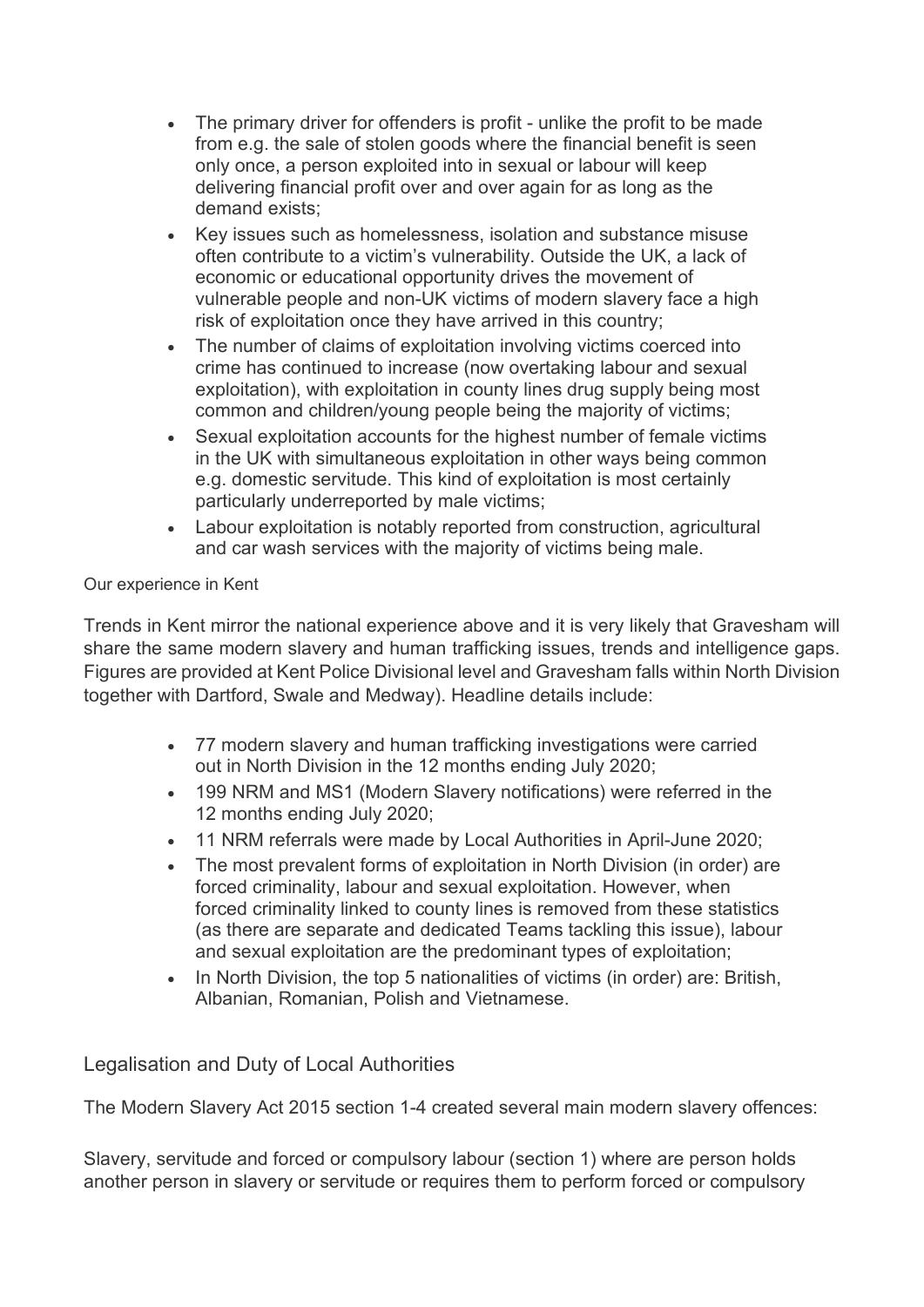- The primary driver for offenders is profit - unlike the profit to be made from e.g. the sale of stolen goods where the financial benefit is seen only once, a person exploited into in sexual or labour will keep delivering financial profit over and over again for as long as the demand exists;
- Key issues such as homelessness, isolation and substance misuse often contribute to a victim's vulnerability. Outside the UK, a lack of economic or educational opportunity drives the movement of vulnerable people and non-UK victims of modern slavery face a high risk of exploitation once they have arrived in this country;
- The number of claims of exploitation involving victims coerced into crime has continued to increase (now overtaking labour and sexual exploitation), with exploitation in county lines drug supply being most common and children/young people being the majority of victims;
- Sexual exploitation accounts for the highest number of female victims in the UK with simultaneous exploitation in other ways being common e.g. domestic servitude. This kind of exploitation is most certainly particularly underreported by male victims;
- Labour exploitation is notably reported from construction, agricultural and car wash services with the majority of victims being male.

Our experience in Kent

Trends in Kent mirror the national experience above and it is very likely that Gravesham will share the same modern slavery and human trafficking issues, trends and intelligence gaps. Figures are provided at Kent Police Divisional level and Gravesham falls within North Division together with Dartford, Swale and Medway). Headline details include:

- 77 modern slavery and human trafficking investigations were carried out in North Division in the 12 months ending July 2020;
- 199 NRM and MS1 (Modern Slavery notifications) were referred in the 12 months ending July 2020;
- 11 NRM referrals were made by Local Authorities in April-June 2020;
- The most prevalent forms of exploitation in North Division (in order) are forced criminality, labour and sexual exploitation. However, when forced criminality linked to county lines is removed from these statistics (as there are separate and dedicated Teams tackling this issue), labour and sexual exploitation are the predominant types of exploitation;
- In North Division, the top 5 nationalities of victims (in order) are: British, Albanian, Romanian, Polish and Vietnamese.

## Legalisation and Duty of Local Authorities

The Modern Slavery Act 2015 section 1-4 created several main modern slavery offences:

Slavery, servitude and forced or compulsory labour (section 1) where are person holds another person in slavery or servitude or requires them to perform forced or compulsory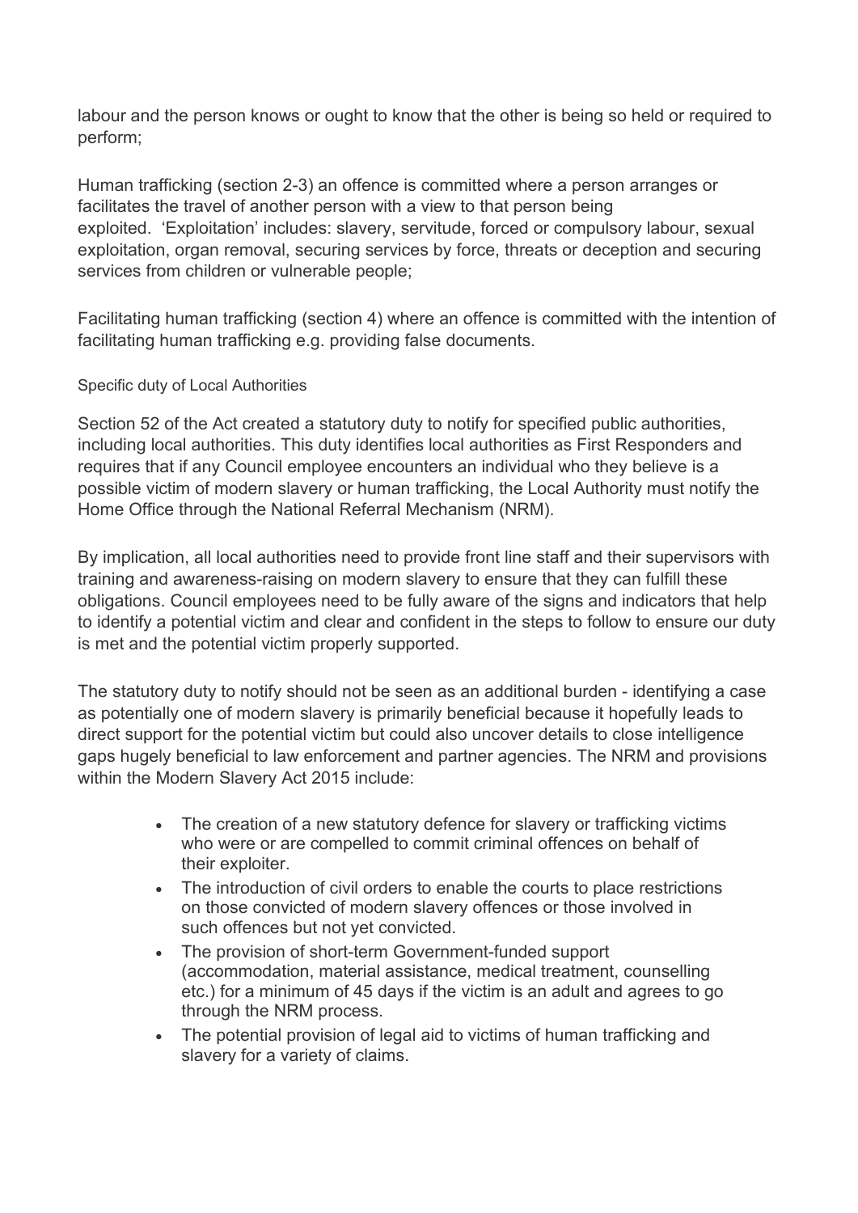labour and the person knows or ought to know that the other is being so held or required to perform;

Human trafficking (section 2-3) an offence is committed where a person arranges or facilitates the travel of another person with a view to that person being exploited. 'Exploitation' includes: slavery, servitude, forced or compulsory labour, sexual exploitation, organ removal, securing services by force, threats or deception and securing services from children or vulnerable people;

Facilitating human trafficking (section 4) where an offence is committed with the intention of facilitating human trafficking e.g. providing false documents.

#### Specific duty of Local Authorities

Section 52 of the Act created a statutory duty to notify for specified public authorities, including local authorities. This duty identifies local authorities as First Responders and requires that if any Council employee encounters an individual who they believe is a possible victim of modern slavery or human trafficking, the Local Authority must notify the Home Office through the National Referral Mechanism (NRM).

By implication, all local authorities need to provide front line staff and their supervisors with training and awareness-raising on modern slavery to ensure that they can fulfill these obligations. Council employees need to be fully aware of the signs and indicators that help to identify a potential victim and clear and confident in the steps to follow to ensure our duty is met and the potential victim properly supported.

The statutory duty to notify should not be seen as an additional burden - identifying a case as potentially one of modern slavery is primarily beneficial because it hopefully leads to direct support for the potential victim but could also uncover details to close intelligence gaps hugely beneficial to law enforcement and partner agencies. The NRM and provisions within the Modern Slavery Act 2015 include:

- The creation of a new statutory defence for slavery or trafficking victims who were or are compelled to commit criminal offences on behalf of their exploiter.
- The introduction of civil orders to enable the courts to place restrictions on those convicted of modern slavery offences or those involved in such offences but not yet convicted.
- The provision of short-term Government-funded support (accommodation, material assistance, medical treatment, counselling etc.) for a minimum of 45 days if the victim is an adult and agrees to go through the NRM process.
- The potential provision of legal aid to victims of human trafficking and slavery for a variety of claims.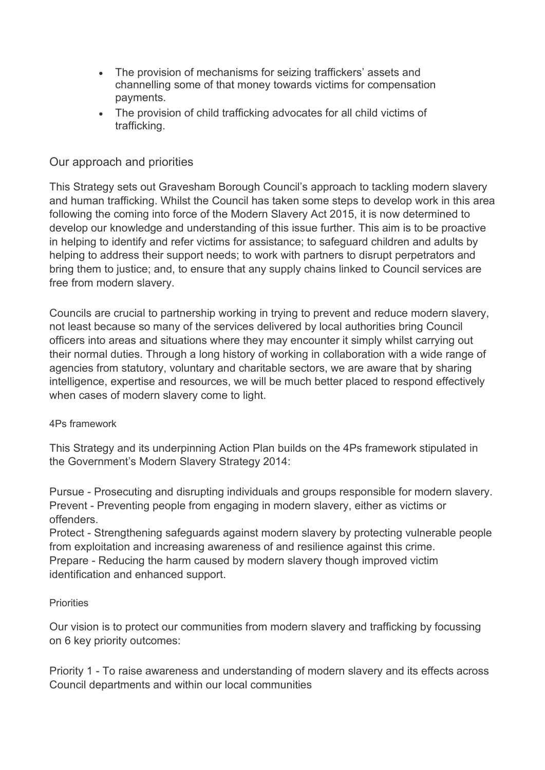- The provision of mechanisms for seizing traffickers' assets and channelling some of that money towards victims for compensation payments.
- The provision of child trafficking advocates for all child victims of trafficking.

## Our approach and priorities

This Strategy sets out Gravesham Borough Council's approach to tackling modern slavery and human trafficking. Whilst the Council has taken some steps to develop work in this area following the coming into force of the Modern Slavery Act 2015, it is now determined to develop our knowledge and understanding of this issue further. This aim is to be proactive in helping to identify and refer victims for assistance; to safeguard children and adults by helping to address their support needs; to work with partners to disrupt perpetrators and bring them to justice; and, to ensure that any supply chains linked to Council services are free from modern slavery.

Councils are crucial to partnership working in trying to prevent and reduce modern slavery, not least because so many of the services delivered by local authorities bring Council officers into areas and situations where they may encounter it simply whilst carrying out their normal duties. Through a long history of working in collaboration with a wide range of agencies from statutory, voluntary and charitable sectors, we are aware that by sharing intelligence, expertise and resources, we will be much better placed to respond effectively when cases of modern slavery come to light.

### 4Ps framework

This Strategy and its underpinning Action Plan builds on the 4Ps framework stipulated in the Government's Modern Slavery Strategy 2014:

Pursue - Prosecuting and disrupting individuals and groups responsible for modern slavery.
Prevent - Preventing people from engaging in modern slavery, either as victims or offenders.
Protect - Strengthening safeguards against modern slavery by protecting vulnerable people from exploitation and increasing awareness of and resilience against this crime.
Prepare - Reducing the harm caused by modern slavery though improved victim identification and enhanced support.

### Priorities

Our vision is to protect our communities from modern slavery and trafficking by focussing on 6 key priority outcomes:

Priority 1 - To raise awareness and understanding of modern slavery and its effects across Council departments and within our local communities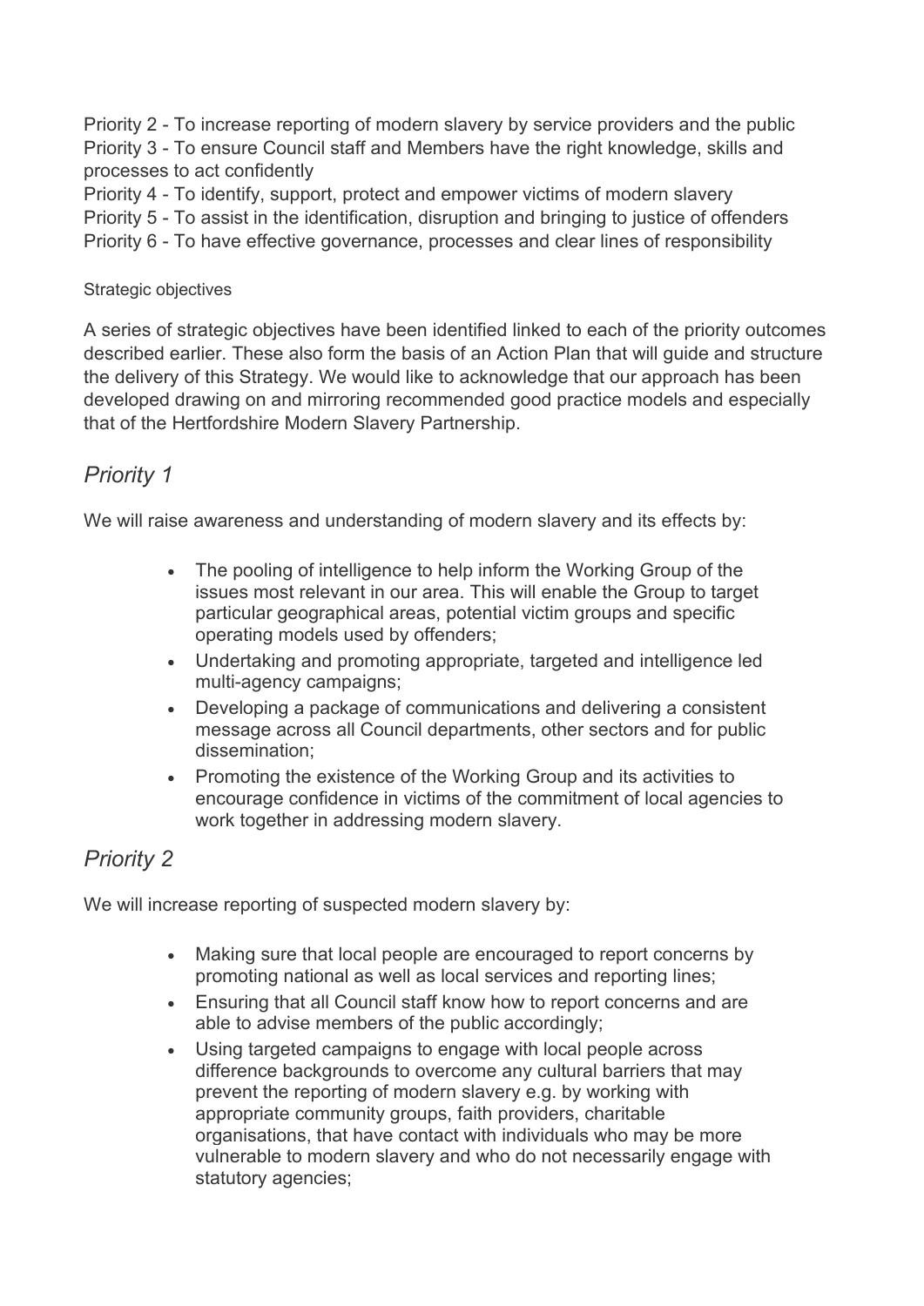Priority 2 - To increase reporting of modern slavery by service providers and the public
Priority 3 - To ensure Council staff and Members have the right knowledge, skills and processes to act confidently
Priority 4 - To identify, support, protect and empower victims of modern slavery
Priority 5 - To assist in the identification, disruption and bringing to justice of offenders
Priority 6 - To have effective governance, processes and clear lines of responsibility

#### Strategic objectives

A series of strategic objectives have been identified linked to each of the priority outcomes described earlier. These also form the basis of an Action Plan that will guide and structure the delivery of this Strategy. We would like to acknowledge that our approach has been developed drawing on and mirroring recommended good practice models and especially that of the Hertfordshire Modern Slavery Partnership.

## *Priority 1*

We will raise awareness and understanding of modern slavery and its effects by:

- The pooling of intelligence to help inform the Working Group of the issues most relevant in our area. This will enable the Group to target particular geographical areas, potential victim groups and specific operating models used by offenders;
- Undertaking and promoting appropriate, targeted and intelligence led multi-agency campaigns;
- Developing a package of communications and delivering a consistent message across all Council departments, other sectors and for public dissemination;
- Promoting the existence of the Working Group and its activities to encourage confidence in victims of the commitment of local agencies to work together in addressing modern slavery.

## *Priority 2*

We will increase reporting of suspected modern slavery by:

- Making sure that local people are encouraged to report concerns by promoting national as well as local services and reporting lines;
- Ensuring that all Council staff know how to report concerns and are able to advise members of the public accordingly;
- Using targeted campaigns to engage with local people across difference backgrounds to overcome any cultural barriers that may prevent the reporting of modern slavery e.g. by working with appropriate community groups, faith providers, charitable organisations, that have contact with individuals who may be more vulnerable to modern slavery and who do not necessarily engage with statutory agencies;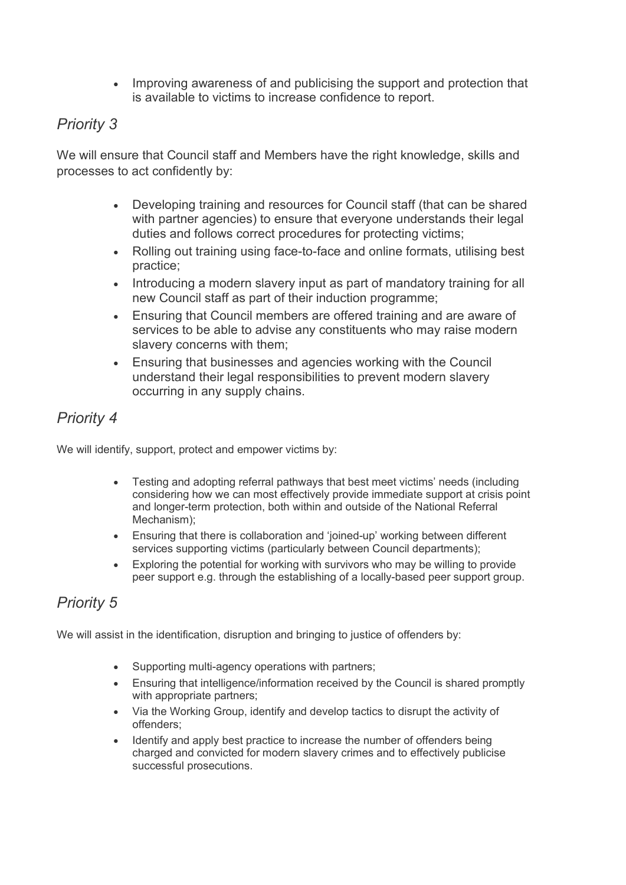- Improving awareness of and publicising the support and protection that is available to victims to increase confidence to report.

## *Priority 3*

We will ensure that Council staff and Members have the right knowledge, skills and processes to act confidently by:

- Developing training and resources for Council staff (that can be shared with partner agencies) to ensure that everyone understands their legal duties and follows correct procedures for protecting victims;
- Rolling out training using face-to-face and online formats, utilising best practice;
- Introducing a modern slavery input as part of mandatory training for all new Council staff as part of their induction programme;
- Ensuring that Council members are offered training and are aware of services to be able to advise any constituents who may raise modern slavery concerns with them;
- Ensuring that businesses and agencies working with the Council understand their legal responsibilities to prevent modern slavery occurring in any supply chains.

## *Priority 4*

We will identify, support, protect and empower victims by:

- Testing and adopting referral pathways that best meet victims' needs (including considering how we can most effectively provide immediate support at crisis point and longer-term protection, both within and outside of the National Referral Mechanism);
- Ensuring that there is collaboration and 'joined-up' working between different services supporting victims (particularly between Council departments);
- Exploring the potential for working with survivors who may be willing to provide peer support e.g. through the establishing of a locally-based peer support group.

## *Priority 5*

We will assist in the identification, disruption and bringing to justice of offenders by:

- Supporting multi-agency operations with partners;
- Ensuring that intelligence/information received by the Council is shared promptly with appropriate partners;
- Via the Working Group, identify and develop tactics to disrupt the activity of offenders;
- Identify and apply best practice to increase the number of offenders being charged and convicted for modern slavery crimes and to effectively publicise successful prosecutions.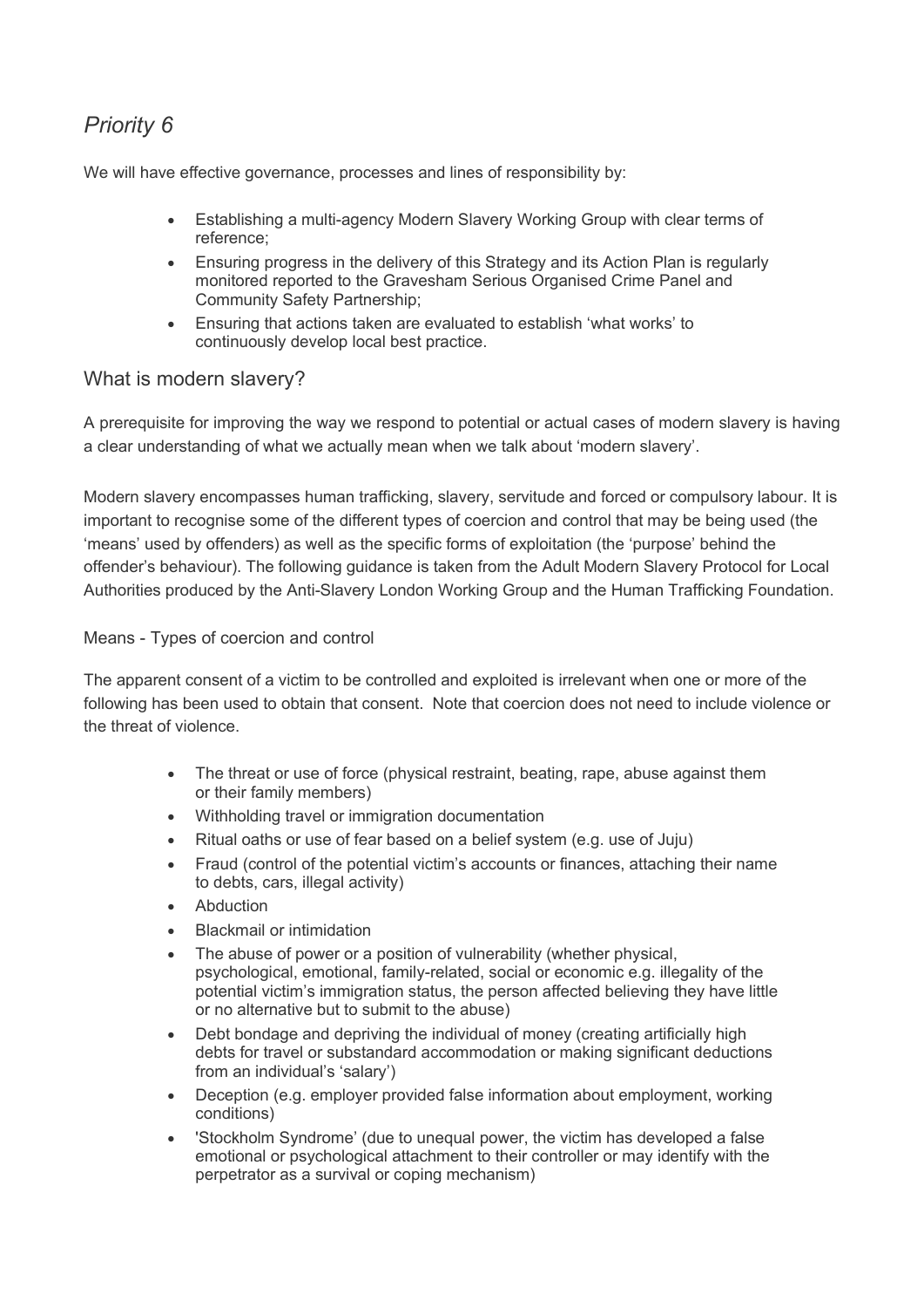## *Priority 6*

We will have effective governance, processes and lines of responsibility by:

- Establishing a multi-agency Modern Slavery Working Group with clear terms of reference;
- Ensuring progress in the delivery of this Strategy and its Action Plan is regularly monitored reported to the Gravesham Serious Organised Crime Panel and Community Safety Partnership;
- Ensuring that actions taken are evaluated to establish 'what works' to continuously develop local best practice.

## What is modern slavery?

A prerequisite for improving the way we respond to potential or actual cases of modern slavery is having a clear understanding of what we actually mean when we talk about 'modern slavery'.

Modern slavery encompasses human trafficking, slavery, servitude and forced or compulsory labour. It is important to recognise some of the different types of coercion and control that may be being used (the 'means' used by offenders) as well as the specific forms of exploitation (the 'purpose' behind the offender's behaviour). The following guidance is taken from the Adult Modern Slavery Protocol for Local Authorities produced by the Anti-Slavery London Working Group and the Human Trafficking Foundation.

### Means - Types of coercion and control

The apparent consent of a victim to be controlled and exploited is irrelevant when one or more of the following has been used to obtain that consent. Note that coercion does not need to include violence or the threat of violence.

- The threat or use of force (physical restraint, beating, rape, abuse against them or their family members)
- Withholding travel or immigration documentation
- Ritual oaths or use of fear based on a belief system (e.g. use of Juju)
- Fraud (control of the potential victim's accounts or finances, attaching their name to debts, cars, illegal activity)
- Abduction
- Blackmail or intimidation
- The abuse of power or a position of vulnerability (whether physical, psychological, emotional, family-related, social or economic e.g. illegality of the potential victim's immigration status, the person affected believing they have little or no alternative but to submit to the abuse)
- Debt bondage and depriving the individual of money (creating artificially high debts for travel or substandard accommodation or making significant deductions from an individual's 'salary')
- Deception (e.g. employer provided false information about employment, working conditions)
- 'Stockholm Syndrome' (due to unequal power, the victim has developed a false emotional or psychological attachment to their controller or may identify with the perpetrator as a survival or coping mechanism)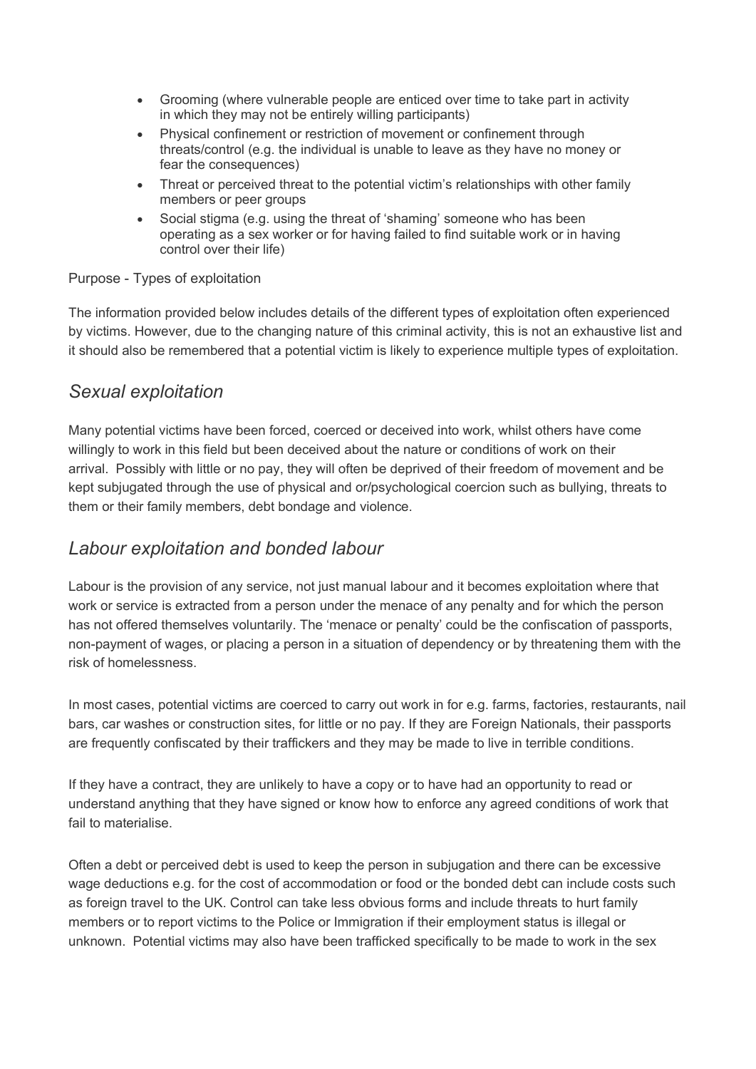- Grooming (where vulnerable people are enticed over time to take part in activity in which they may not be entirely willing participants)
- Physical confinement or restriction of movement or confinement through threats/control (e.g. the individual is unable to leave as they have no money or fear the consequences)
- Threat or perceived threat to the potential victim's relationships with other family members or peer groups
- Social stigma (e.g. using the threat of 'shaming' someone who has been operating as a sex worker or for having failed to find suitable work or in having control over their life)

Purpose - Types of exploitation

The information provided below includes details of the different types of exploitation often experienced by victims. However, due to the changing nature of this criminal activity, this is not an exhaustive list and it should also be remembered that a potential victim is likely to experience multiple types of exploitation.

## *Sexual exploitation*

Many potential victims have been forced, coerced or deceived into work, whilst others have come willingly to work in this field but been deceived about the nature or conditions of work on their arrival. Possibly with little or no pay, they will often be deprived of their freedom of movement and be kept subjugated through the use of physical and or/psychological coercion such as bullying, threats to them or their family members, debt bondage and violence.

## *Labour exploitation and bonded labour*

Labour is the provision of any service, not just manual labour and it becomes exploitation where that work or service is extracted from a person under the menace of any penalty and for which the person has not offered themselves voluntarily. The 'menace or penalty' could be the confiscation of passports, non-payment of wages, or placing a person in a situation of dependency or by threatening them with the risk of homelessness.

In most cases, potential victims are coerced to carry out work in for e.g. farms, factories, restaurants, nail bars, car washes or construction sites, for little or no pay. If they are Foreign Nationals, their passports are frequently confiscated by their traffickers and they may be made to live in terrible conditions.

If they have a contract, they are unlikely to have a copy or to have had an opportunity to read or understand anything that they have signed or know how to enforce any agreed conditions of work that fail to materialise.

Often a debt or perceived debt is used to keep the person in subjugation and there can be excessive wage deductions e.g. for the cost of accommodation or food or the bonded debt can include costs such as foreign travel to the UK. Control can take less obvious forms and include threats to hurt family members or to report victims to the Police or Immigration if their employment status is illegal or unknown. Potential victims may also have been trafficked specifically to be made to work in the sex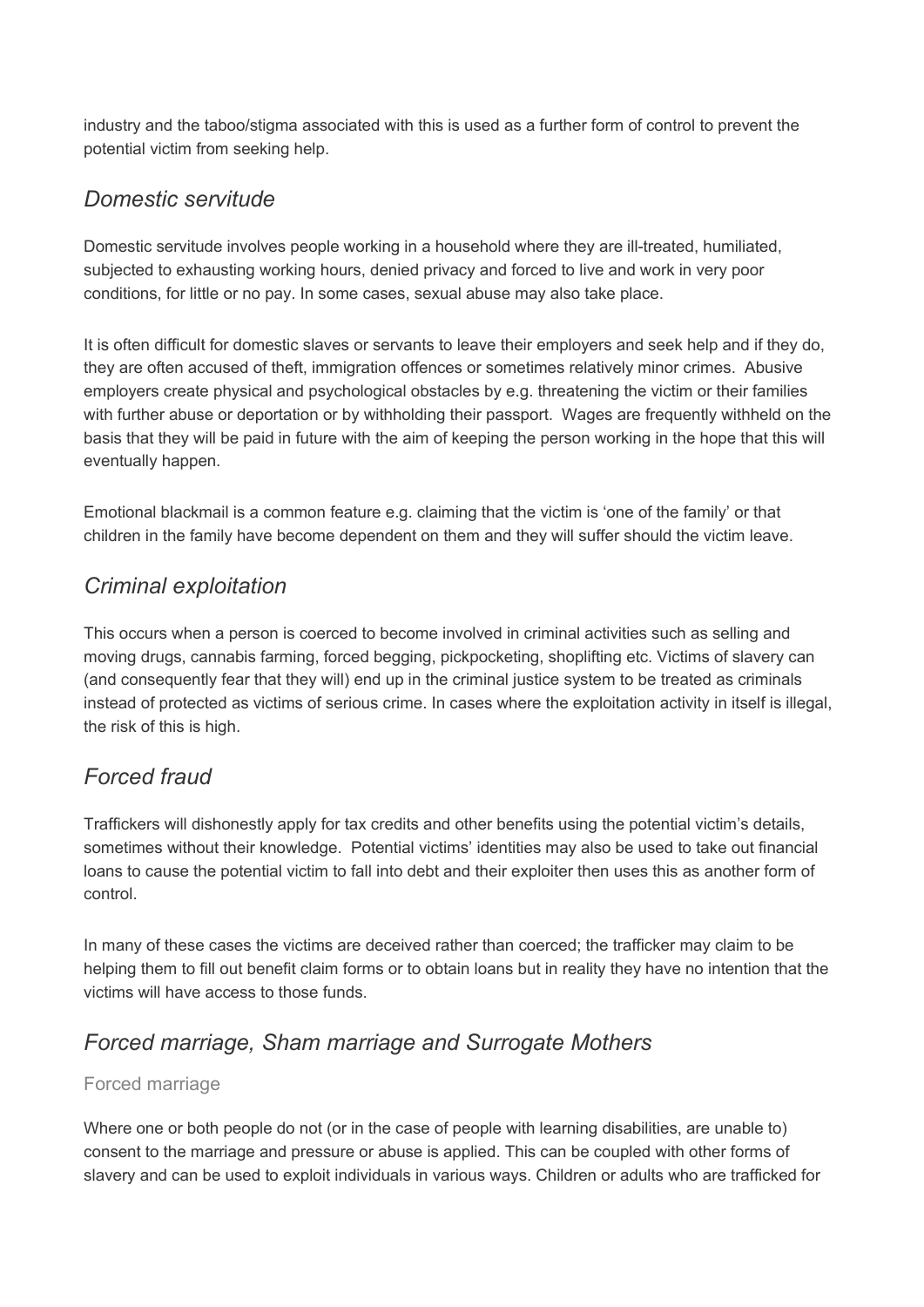industry and the taboo/stigma associated with this is used as a further form of control to prevent the potential victim from seeking help.

## *Domestic servitude*

Domestic servitude involves people working in a household where they are ill-treated, humiliated, subjected to exhausting working hours, denied privacy and forced to live and work in very poor conditions, for little or no pay. In some cases, sexual abuse may also take place.

It is often difficult for domestic slaves or servants to leave their employers and seek help and if they do, they are often accused of theft, immigration offences or sometimes relatively minor crimes. Abusive employers create physical and psychological obstacles by e.g. threatening the victim or their families with further abuse or deportation or by withholding their passport. Wages are frequently withheld on the basis that they will be paid in future with the aim of keeping the person working in the hope that this will eventually happen.

Emotional blackmail is a common feature e.g. claiming that the victim is 'one of the family' or that children in the family have become dependent on them and they will suffer should the victim leave.

## *Criminal exploitation*

This occurs when a person is coerced to become involved in criminal activities such as selling and moving drugs, cannabis farming, forced begging, pickpocketing, shoplifting etc. Victims of slavery can (and consequently fear that they will) end up in the criminal justice system to be treated as criminals instead of protected as victims of serious crime. In cases where the exploitation activity in itself is illegal, the risk of this is high.

## *Forced fraud*

Traffickers will dishonestly apply for tax credits and other benefits using the potential victim's details, sometimes without their knowledge. Potential victims' identities may also be used to take out financial loans to cause the potential victim to fall into debt and their exploiter then uses this as another form of control.

In many of these cases the victims are deceived rather than coerced; the trafficker may claim to be helping them to fill out benefit claim forms or to obtain loans but in reality they have no intention that the victims will have access to those funds.

## *Forced marriage, Sham marriage and Surrogate Mothers*

### Forced marriage

Where one or both people do not (or in the case of people with learning disabilities, are unable to) consent to the marriage and pressure or abuse is applied. This can be coupled with other forms of slavery and can be used to exploit individuals in various ways. Children or adults who are trafficked for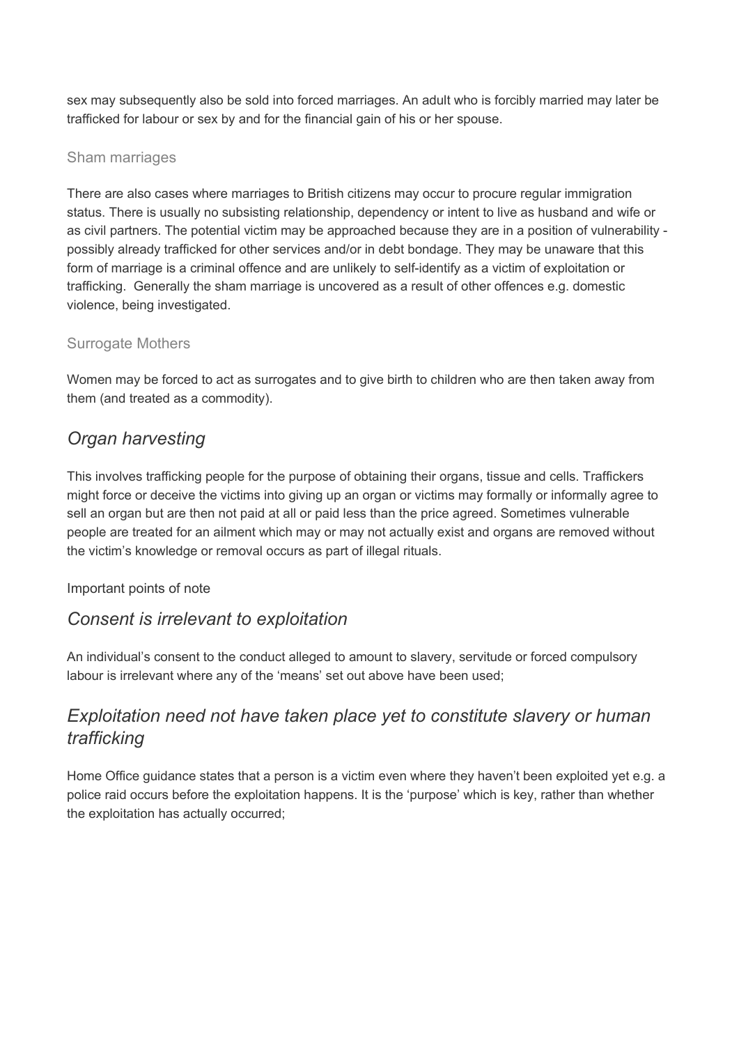sex may subsequently also be sold into forced marriages. An adult who is forcibly married may later be trafficked for labour or sex by and for the financial gain of his or her spouse.

#### Sham marriages

There are also cases where marriages to British citizens may occur to procure regular immigration status. There is usually no subsisting relationship, dependency or intent to live as husband and wife or as civil partners. The potential victim may be approached because they are in a position of vulnerability - possibly already trafficked for other services and/or in debt bondage. They may be unaware that this form of marriage is a criminal offence and are unlikely to self-identify as a victim of exploitation or trafficking. Generally the sham marriage is uncovered as a result of other offences e.g. domestic violence, being investigated.

#### Surrogate Mothers

Women may be forced to act as surrogates and to give birth to children who are then taken away from them (and treated as a commodity).

## *Organ harvesting*

This involves trafficking people for the purpose of obtaining their organs, tissue and cells. Traffickers might force or deceive the victims into giving up an organ or victims may formally or informally agree to sell an organ but are then not paid at all or paid less than the price agreed. Sometimes vulnerable people are treated for an ailment which may or may not actually exist and organs are removed without the victim's knowledge or removal occurs as part of illegal rituals.

Important points of note

## *Consent is irrelevant to exploitation*

An individual's consent to the conduct alleged to amount to slavery, servitude or forced compulsory labour is irrelevant where any of the 'means' set out above have been used;

## *Exploitation need not have taken place yet to constitute slavery or human trafficking*

Home Office guidance states that a person is a victim even where they haven't been exploited yet e.g. a police raid occurs before the exploitation happens. It is the 'purpose' which is key, rather than whether the exploitation has actually occurred;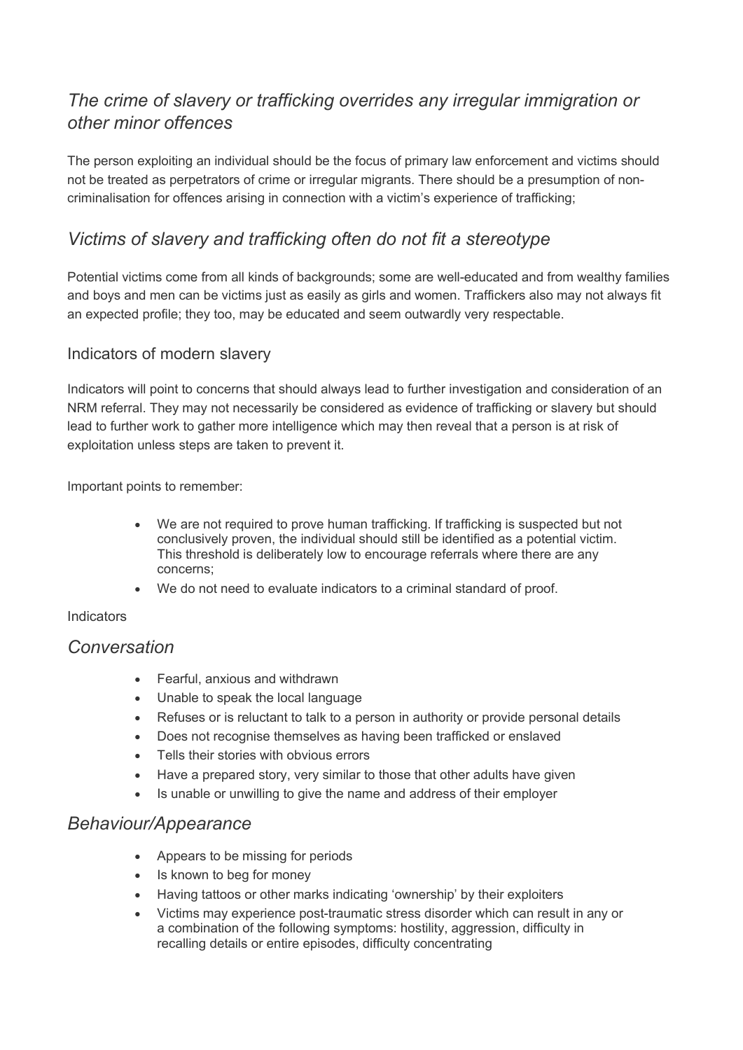## *The crime of slavery or trafficking overrides any irregular immigration or other minor offences*

The person exploiting an individual should be the focus of primary law enforcement and victims should not be treated as perpetrators of crime or irregular migrants. There should be a presumption of non-criminalisation for offences arising in connection with a victim's experience of trafficking;

## *Victims of slavery and trafficking often do not fit a stereotype*

Potential victims come from all kinds of backgrounds; some are well-educated and from wealthy families and boys and men can be victims just as easily as girls and women. Traffickers also may not always fit an expected profile; they too, may be educated and seem outwardly very respectable.

### Indicators of modern slavery

Indicators will point to concerns that should always lead to further investigation and consideration of an NRM referral. They may not necessarily be considered as evidence of trafficking or slavery but should lead to further work to gather more intelligence which may then reveal that a person is at risk of exploitation unless steps are taken to prevent it.

Important points to remember:

- We are not required to prove human trafficking. If trafficking is suspected but not conclusively proven, the individual should still be identified as a potential victim. This threshold is deliberately low to encourage referrals where there are any concerns;
- We do not need to evaluate indicators to a criminal standard of proof.

Indicators

## *Conversation*

- Fearful, anxious and withdrawn
- Unable to speak the local language
- Refuses or is reluctant to talk to a person in authority or provide personal details
- Does not recognise themselves as having been trafficked or enslaved
- Tells their stories with obvious errors
- Have a prepared story, very similar to those that other adults have given
- Is unable or unwilling to give the name and address of their employer

## *Behaviour/Appearance*

- Appears to be missing for periods
- Is known to beg for money
- Having tattoos or other marks indicating 'ownership' by their exploiters
- Victims may experience post-traumatic stress disorder which can result in any or a combination of the following symptoms: hostility, aggression, difficulty in recalling details or entire episodes, difficulty concentrating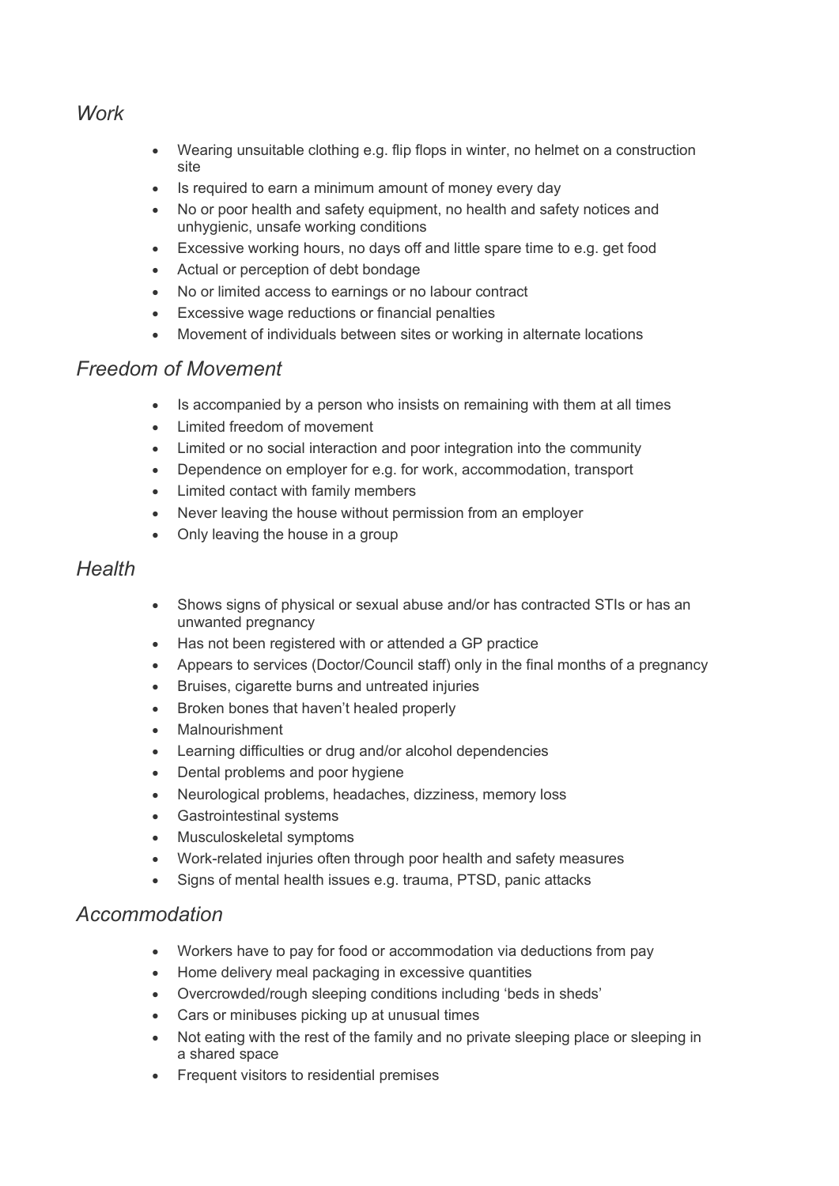## *Work*

- Wearing unsuitable clothing e.g. flip flops in winter, no helmet on a construction site
- Is required to earn a minimum amount of money every day
- No or poor health and safety equipment, no health and safety notices and unhygienic, unsafe working conditions
- Excessive working hours, no days off and little spare time to e.g. get food
- Actual or perception of debt bondage
- No or limited access to earnings or no labour contract
- Excessive wage reductions or financial penalties
- Movement of individuals between sites or working in alternate locations

## *Freedom of Movement*

- Is accompanied by a person who insists on remaining with them at all times
- Limited freedom of movement
- Limited or no social interaction and poor integration into the community
- Dependence on employer for e.g. for work, accommodation, transport
- Limited contact with family members
- Never leaving the house without permission from an employer
- Only leaving the house in a group

## *Health*

- Shows signs of physical or sexual abuse and/or has contracted STIs or has an unwanted pregnancy
- Has not been registered with or attended a GP practice
- Appears to services (Doctor/Council staff) only in the final months of a pregnancy
- Bruises, cigarette burns and untreated injuries
- Broken bones that haven't healed properly
- Malnourishment
- Learning difficulties or drug and/or alcohol dependencies
- Dental problems and poor hygiene
- Neurological problems, headaches, dizziness, memory loss
- Gastrointestinal systems
- Musculoskeletal symptoms
- Work-related injuries often through poor health and safety measures
- Signs of mental health issues e.g. trauma, PTSD, panic attacks

## *Accommodation*

- Workers have to pay for food or accommodation via deductions from pay
- Home delivery meal packaging in excessive quantities
- Overcrowded/rough sleeping conditions including 'beds in sheds'
- Cars or minibuses picking up at unusual times
- Not eating with the rest of the family and no private sleeping place or sleeping in a shared space
- Frequent visitors to residential premises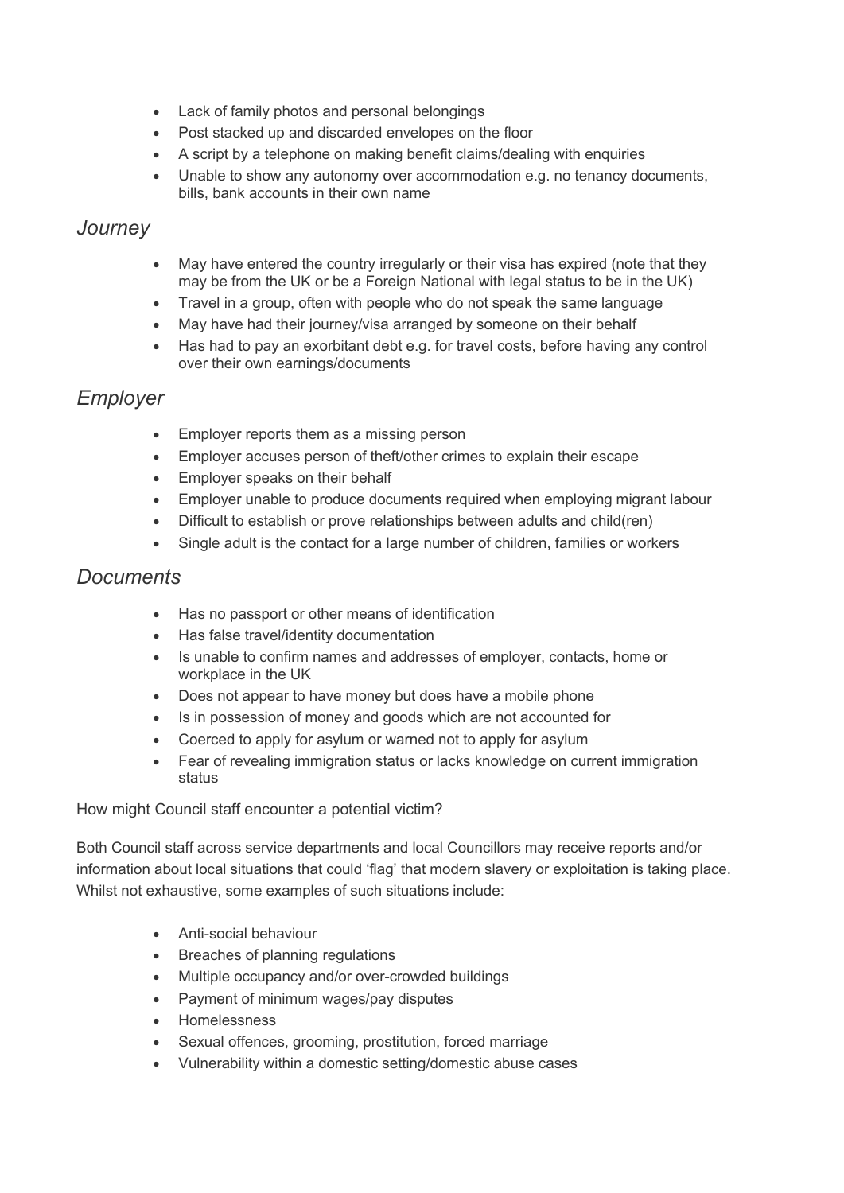- Lack of family photos and personal belongings
- Post stacked up and discarded envelopes on the floor
- A script by a telephone on making benefit claims/dealing with enquiries
- Unable to show any autonomy over accommodation e.g. no tenancy documents, bills, bank accounts in their own name

## *Journey*

- May have entered the country irregularly or their visa has expired (note that they may be from the UK or be a Foreign National with legal status to be in the UK)
- Travel in a group, often with people who do not speak the same language
- May have had their journey/visa arranged by someone on their behalf
- Has had to pay an exorbitant debt e.g. for travel costs, before having any control over their own earnings/documents

## *Employer*

- Employer reports them as a missing person
- Employer accuses person of theft/other crimes to explain their escape
- Employer speaks on their behalf
- Employer unable to produce documents required when employing migrant labour
- Difficult to establish or prove relationships between adults and child(ren)
- Single adult is the contact for a large number of children, families or workers

## *Documents*

- Has no passport or other means of identification
- Has false travel/identity documentation
- Is unable to confirm names and addresses of employer, contacts, home or workplace in the UK
- Does not appear to have money but does have a mobile phone
- Is in possession of money and goods which are not accounted for
- Coerced to apply for asylum or warned not to apply for asylum
- Fear of revealing immigration status or lacks knowledge on current immigration status

How might Council staff encounter a potential victim?

Both Council staff across service departments and local Councillors may receive reports and/or information about local situations that could 'flag' that modern slavery or exploitation is taking place. Whilst not exhaustive, some examples of such situations include:

- Anti-social behaviour
- Breaches of planning regulations
- Multiple occupancy and/or over-crowded buildings
- Payment of minimum wages/pay disputes
- Homelessness
- Sexual offences, grooming, prostitution, forced marriage
- Vulnerability within a domestic setting/domestic abuse cases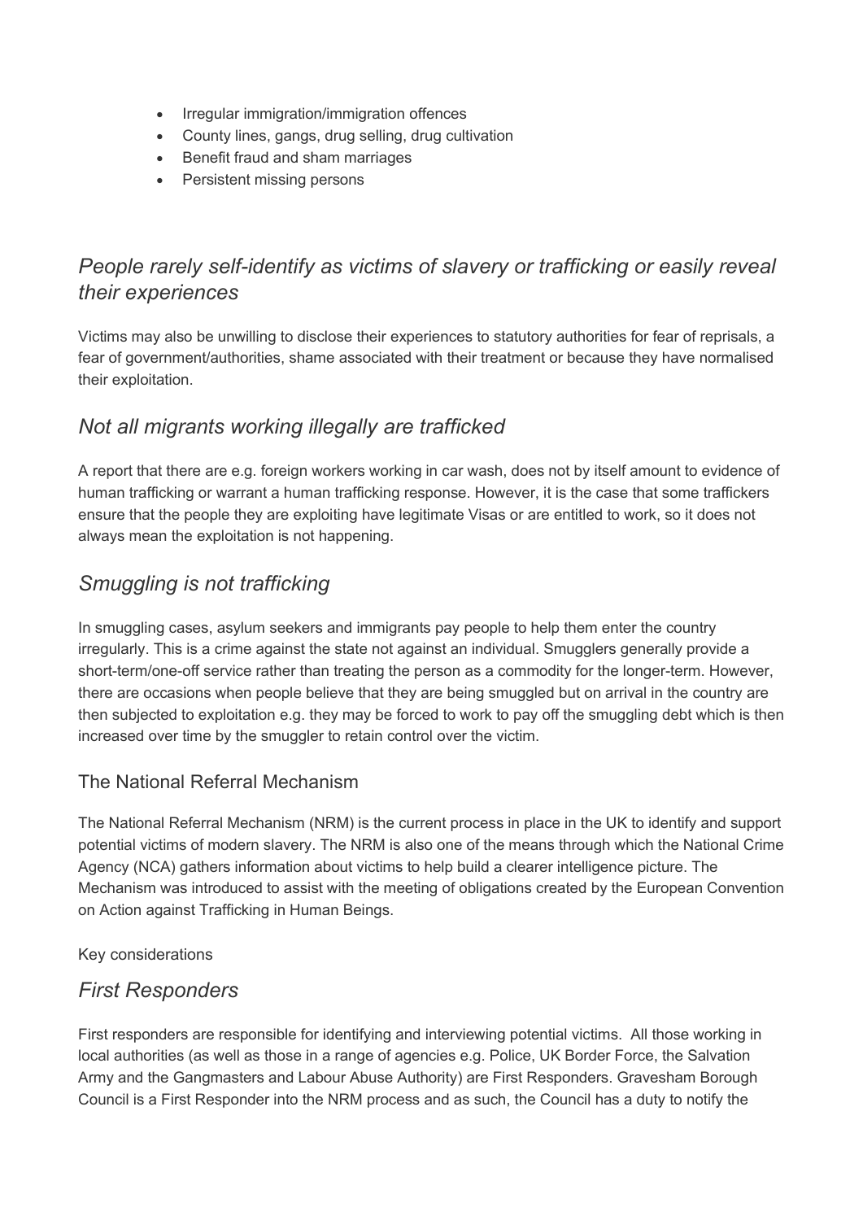- Irregular immigration/immigration offences
- County lines, gangs, drug selling, drug cultivation
- Benefit fraud and sham marriages
- Persistent missing persons

## *People rarely self-identify as victims of slavery or trafficking or easily reveal their experiences*

Victims may also be unwilling to disclose their experiences to statutory authorities for fear of reprisals, a fear of government/authorities, shame associated with their treatment or because they have normalised their exploitation.

## *Not all migrants working illegally are trafficked*

A report that there are e.g. foreign workers working in car wash, does not by itself amount to evidence of human trafficking or warrant a human trafficking response. However, it is the case that some traffickers ensure that the people they are exploiting have legitimate Visas or are entitled to work, so it does not always mean the exploitation is not happening.

## *Smuggling is not trafficking*

In smuggling cases, asylum seekers and immigrants pay people to help them enter the country irregularly. This is a crime against the state not against an individual. Smugglers generally provide a short-term/one-off service rather than treating the person as a commodity for the longer-term. However, there are occasions when people believe that they are being smuggled but on arrival in the country are then subjected to exploitation e.g. they may be forced to work to pay off the smuggling debt which is then increased over time by the smuggler to retain control over the victim.

### The National Referral Mechanism

The National Referral Mechanism (NRM) is the current process in place in the UK to identify and support potential victims of modern slavery. The NRM is also one of the means through which the National Crime Agency (NCA) gathers information about victims to help build a clearer intelligence picture. The Mechanism was introduced to assist with the meeting of obligations created by the European Convention on Action against Trafficking in Human Beings.

Key considerations

## *First Responders*

First responders are responsible for identifying and interviewing potential victims. All those working in local authorities (as well as those in a range of agencies e.g. Police, UK Border Force, the Salvation Army and the Gangmasters and Labour Abuse Authority) are First Responders. Gravesham Borough Council is a First Responder into the NRM process and as such, the Council has a duty to notify the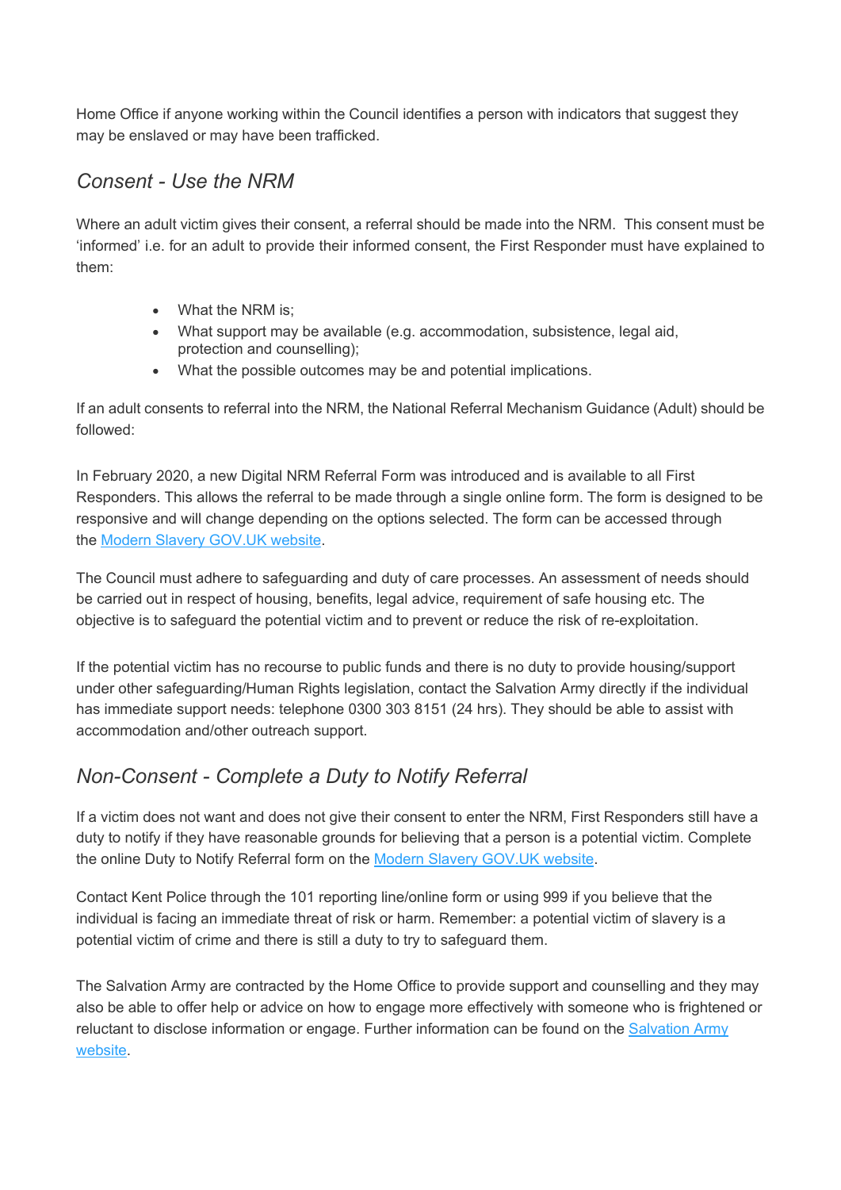Home Office if anyone working within the Council identifies a person with indicators that suggest they may be enslaved or may have been trafficked.

## *Consent - Use the NRM*

Where an adult victim gives their consent, a referral should be made into the NRM. This consent must be 'informed' i.e. for an adult to provide their informed consent, the First Responder must have explained to them:

- What the NRM is;
- What support may be available (e.g. accommodation, subsistence, legal aid, protection and counselling);
- What the possible outcomes may be and potential implications.

If an adult consents to referral into the NRM, the National Referral Mechanism Guidance (Adult) should be followed:

In February 2020, a new Digital NRM Referral Form was introduced and is available to all First Responders. This allows the referral to be made through a single online form. The form is designed to be responsive and will change depending on the options selected. The form can be accessed through the [Modern Slavery GOV.UK website](Modern Slavery GOV.UK website).

The Council must adhere to safeguarding and duty of care processes. An assessment of needs should be carried out in respect of housing, benefits, legal advice, requirement of safe housing etc. The objective is to safeguard the potential victim and to prevent or reduce the risk of re-exploitation.

If the potential victim has no recourse to public funds and there is no duty to provide housing/support under other safeguarding/Human Rights legislation, contact the Salvation Army directly if the individual has immediate support needs: telephone 0300 303 8151 (24 hrs). They should be able to assist with accommodation and/other outreach support.

## *Non-Consent - Complete a Duty to Notify Referral*

If a victim does not want and does not give their consent to enter the NRM, First Responders still have a duty to notify if they have reasonable grounds for believing that a person is a potential victim. Complete the online Duty to Notify Referral form on the [Modern Slavery GOV.UK website](Modern Slavery GOV.UK website).

Contact Kent Police through the 101 reporting line/online form or using 999 if you believe that the individual is facing an immediate threat of risk or harm. Remember: a potential victim of slavery is a potential victim of crime and there is still a duty to try to safeguard them.

The Salvation Army are contracted by the Home Office to provide support and counselling and they may also be able to offer help or advice on how to engage more effectively with someone who is frightened or reluctant to disclose information or engage. Further information can be found on the [Salvation Army website](Salvation Army website).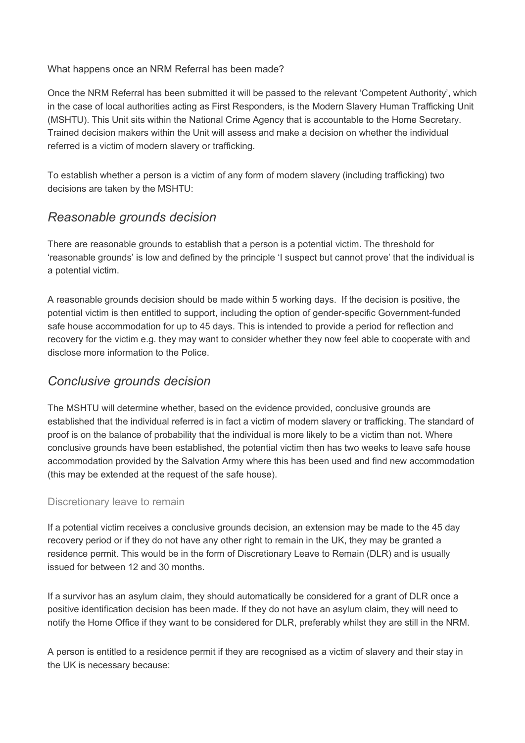What happens once an NRM Referral has been made?

Once the NRM Referral has been submitted it will be passed to the relevant 'Competent Authority', which in the case of local authorities acting as First Responders, is the Modern Slavery Human Trafficking Unit (MSHTU). This Unit sits within the National Crime Agency that is accountable to the Home Secretary. Trained decision makers within the Unit will assess and make a decision on whether the individual referred is a victim of modern slavery or trafficking.

To establish whether a person is a victim of any form of modern slavery (including trafficking) two decisions are taken by the MSHTU:

## *Reasonable grounds decision*

There are reasonable grounds to establish that a person is a potential victim. The threshold for 'reasonable grounds' is low and defined by the principle 'I suspect but cannot prove' that the individual is a potential victim.

A reasonable grounds decision should be made within 5 working days. If the decision is positive, the potential victim is then entitled to support, including the option of gender-specific Government-funded safe house accommodation for up to 45 days. This is intended to provide a period for reflection and recovery for the victim e.g. they may want to consider whether they now feel able to cooperate with and disclose more information to the Police.

## *Conclusive grounds decision*

The MSHTU will determine whether, based on the evidence provided, conclusive grounds are established that the individual referred is in fact a victim of modern slavery or trafficking. The standard of proof is on the balance of probability that the individual is more likely to be a victim than not. Where conclusive grounds have been established, the potential victim then has two weeks to leave safe house accommodation provided by the Salvation Army where this has been used and find new accommodation (this may be extended at the request of the safe house).

### Discretionary leave to remain

If a potential victim receives a conclusive grounds decision, an extension may be made to the 45 day recovery period or if they do not have any other right to remain in the UK, they may be granted a residence permit. This would be in the form of Discretionary Leave to Remain (DLR) and is usually issued for between 12 and 30 months.

If a survivor has an asylum claim, they should automatically be considered for a grant of DLR once a positive identification decision has been made. If they do not have an asylum claim, they will need to notify the Home Office if they want to be considered for DLR, preferably whilst they are still in the NRM.

A person is entitled to a residence permit if they are recognised as a victim of slavery and their stay in the UK is necessary because: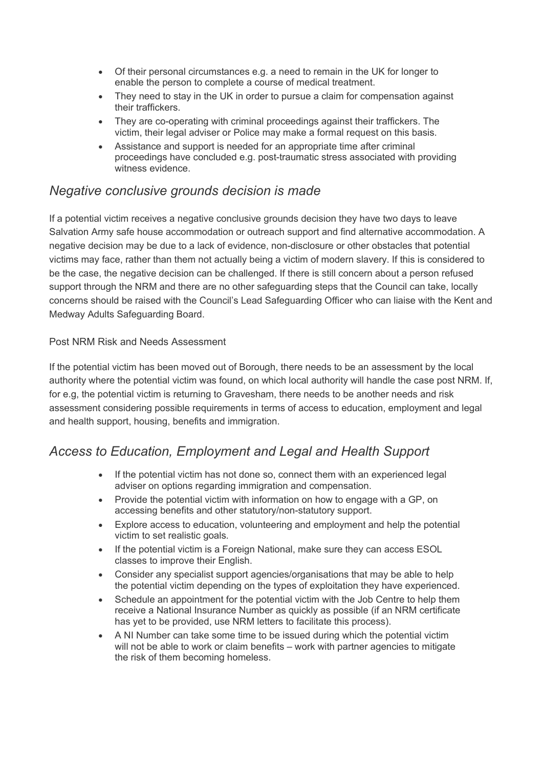- Of their personal circumstances e.g. a need to remain in the UK for longer to enable the person to complete a course of medical treatment.
- They need to stay in the UK in order to pursue a claim for compensation against their traffickers.
- They are co-operating with criminal proceedings against their traffickers. The victim, their legal adviser or Police may make a formal request on this basis.
- Assistance and support is needed for an appropriate time after criminal proceedings have concluded e.g. post-traumatic stress associated with providing witness evidence.

## *Negative conclusive grounds decision is made*

If a potential victim receives a negative conclusive grounds decision they have two days to leave Salvation Army safe house accommodation or outreach support and find alternative accommodation. A negative decision may be due to a lack of evidence, non-disclosure or other obstacles that potential victims may face, rather than them not actually being a victim of modern slavery. If this is considered to be the case, the negative decision can be challenged. If there is still concern about a person refused support through the NRM and there are no other safeguarding steps that the Council can take, locally concerns should be raised with the Council's Lead Safeguarding Officer who can liaise with the Kent and Medway Adults Safeguarding Board.

Post NRM Risk and Needs Assessment

If the potential victim has been moved out of Borough, there needs to be an assessment by the local authority where the potential victim was found, on which local authority will handle the case post NRM. If, for e.g, the potential victim is returning to Gravesham, there needs to be another needs and risk assessment considering possible requirements in terms of access to education, employment and legal and health support, housing, benefits and immigration.

## *Access to Education, Employment and Legal and Health Support*

- If the potential victim has not done so, connect them with an experienced legal adviser on options regarding immigration and compensation.
- Provide the potential victim with information on how to engage with a GP, on accessing benefits and other statutory/non-statutory support.
- Explore access to education, volunteering and employment and help the potential victim to set realistic goals.
- If the potential victim is a Foreign National, make sure they can access ESOL classes to improve their English.
- Consider any specialist support agencies/organisations that may be able to help the potential victim depending on the types of exploitation they have experienced.
- Schedule an appointment for the potential victim with the Job Centre to help them receive a National Insurance Number as quickly as possible (if an NRM certificate has yet to be provided, use NRM letters to facilitate this process).
- A NI Number can take some time to be issued during which the potential victim will not be able to work or claim benefits – work with partner agencies to mitigate the risk of them becoming homeless.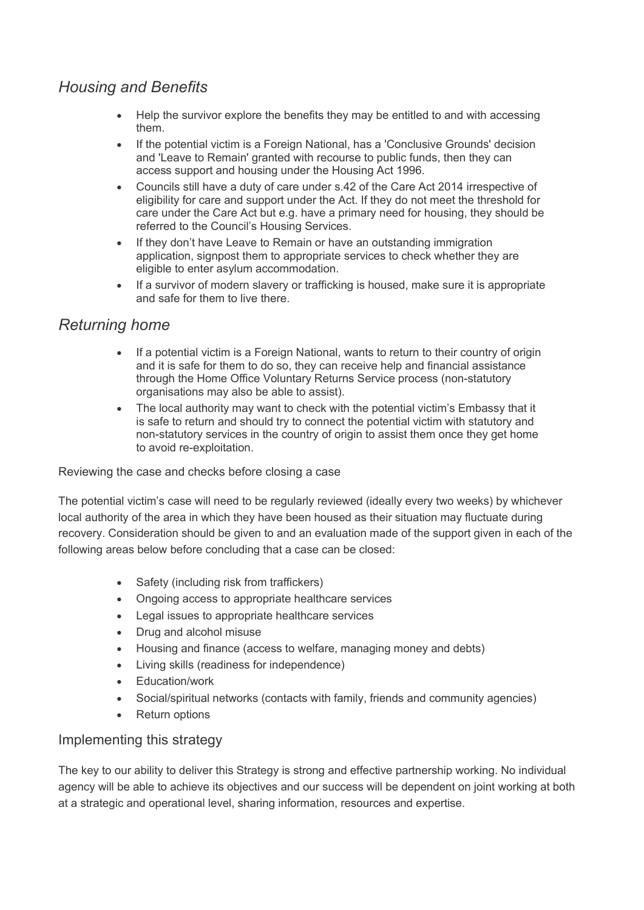## *Housing and Benefits*

- Help the survivor explore the benefits they may be entitled to and with accessing them.
- If the potential victim is a Foreign National, has a 'Conclusive Grounds' decision and 'Leave to Remain' granted with recourse to public funds, then they can access support and housing under the Housing Act 1996.
- Councils still have a duty of care under s.42 of the Care Act 2014 irrespective of eligibility for care and support under the Act. If they do not meet the threshold for care under the Care Act but e.g. have a primary need for housing, they should be referred to the Council's Housing Services.
- If they don't have Leave to Remain or have an outstanding immigration application, signpost them to appropriate services to check whether they are eligible to enter asylum accommodation.
- If a survivor of modern slavery or trafficking is housed, make sure it is appropriate and safe for them to live there.

## *Returning home*

- If a potential victim is a Foreign National, wants to return to their country of origin and it is safe for them to do so, they can receive help and financial assistance through the Home Office Voluntary Returns Service process (non-statutory organisations may also be able to assist).
- The local authority may want to check with the potential victim's Embassy that it is safe to return and should try to connect the potential victim with statutory and non-statutory services in the country of origin to assist them once they get home to avoid re-exploitation.

### Reviewing the case and checks before closing a case

The potential victim's case will need to be regularly reviewed (ideally every two weeks) by whichever local authority of the area in which they have been housed as their situation may fluctuate during recovery. Consideration should be given to and an evaluation made of the support given in each of the following areas below before concluding that a case can be closed:

- Safety (including risk from traffickers)
- Ongoing access to appropriate healthcare services
- Legal issues to appropriate healthcare services
- Drug and alcohol misuse
- Housing and finance (access to welfare, managing money and debts)
- Living skills (readiness for independence)
- Education/work
- Social/spiritual networks (contacts with family, friends and community agencies)
- Return options

## Implementing this strategy

The key to our ability to deliver this Strategy is strong and effective partnership working. No individual agency will be able to achieve its objectives and our success will be dependent on joint working at both at a strategic and operational level, sharing information, resources and expertise.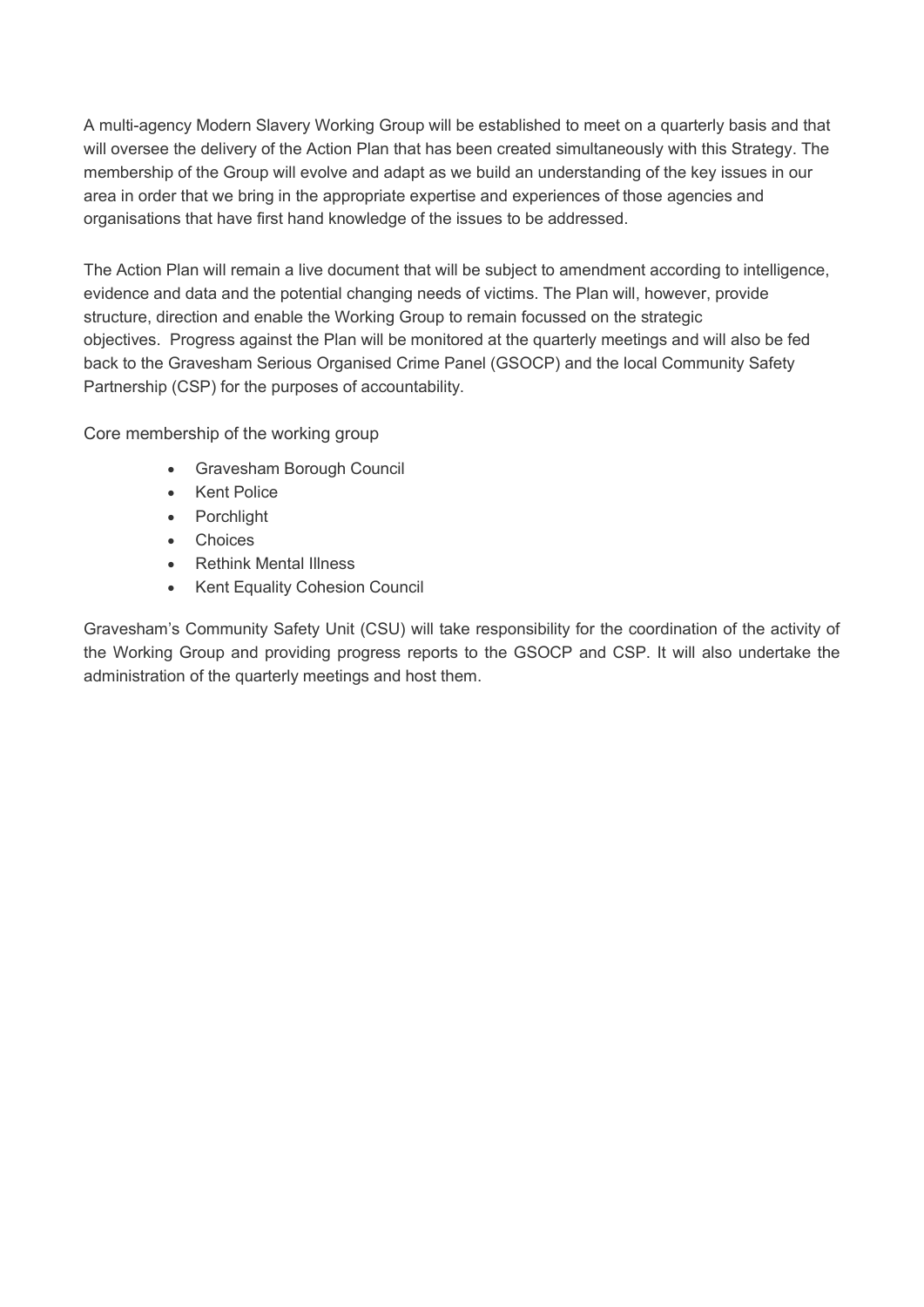A multi-agency Modern Slavery Working Group will be established to meet on a quarterly basis and that will oversee the delivery of the Action Plan that has been created simultaneously with this Strategy. The membership of the Group will evolve and adapt as we build an understanding of the key issues in our area in order that we bring in the appropriate expertise and experiences of those agencies and organisations that have first hand knowledge of the issues to be addressed.

The Action Plan will remain a live document that will be subject to amendment according to intelligence, evidence and data and the potential changing needs of victims. The Plan will, however, provide structure, direction and enable the Working Group to remain focussed on the strategic objectives. Progress against the Plan will be monitored at the quarterly meetings and will also be fed back to the Gravesham Serious Organised Crime Panel (GSOCP) and the local Community Safety Partnership (CSP) for the purposes of accountability.

Core membership of the working group

- Gravesham Borough Council
- Kent Police
- Porchlight
- Choices
- Rethink Mental Illness
- Kent Equality Cohesion Council

Gravesham's Community Safety Unit (CSU) will take responsibility for the coordination of the activity of the Working Group and providing progress reports to the GSOCP and CSP. It will also undertake the administration of the quarterly meetings and host them.